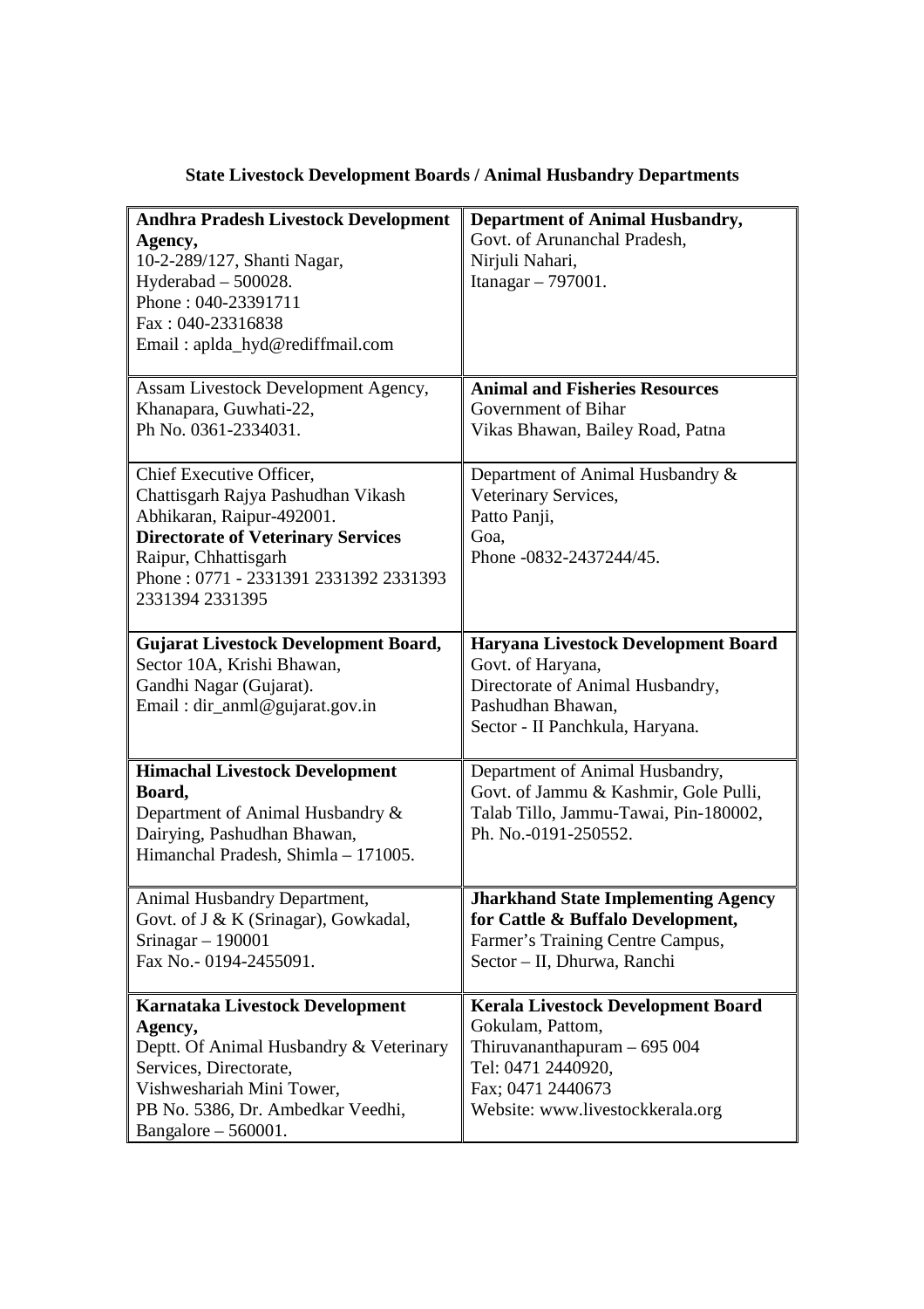**State Livestock Development Boards / Animal Husbandry Departments**

| | |
|---|---|
| **Andhra Pradesh Livestock Development Agency,**<br>10-2-289/127, Shanti Nagar,<br>Hyderabad – 500028.<br>Phone : 040-23391711<br>Fax : 040-23316838<br>Email : aplda_hyd@rediffmail.com | **Department of Animal Husbandry,**<br>Govt. of Arunanchal Pradesh,<br>Nirjuli Nahari,<br>Itanagar – 797001. |
| Assam Livestock Development Agency,<br>Khanapara, Guwhati-22,<br>Ph No. 0361-2334031. | **Animal and Fisheries Resources**<br>Government of Bihar<br>Vikas Bhawan, Bailey Road, Patna |
| Chief Executive Officer,<br>Chattisgarh Rajya Pashudhan Vikash Abhikaran, Raipur-492001.<br>**Directorate of Veterinary Services**<br>Raipur, Chhattisgarh<br>Phone : 0771 - 2331391 2331392 2331393 2331394 2331395 | Department of Animal Husbandry & Veterinary Services,<br>Patto Panji,<br>Goa,<br>Phone -0832-2437244/45. |
| **Gujarat Livestock Development Board,**<br>Sector 10A, Krishi Bhawan,<br>Gandhi Nagar (Gujarat).<br>Email : dir_anml@gujarat.gov.in | **Haryana Livestock Development Board**<br>Govt. of Haryana,<br>Directorate of Animal Husbandry,<br>Pashudhan Bhawan,<br>Sector - II Panchkula, Haryana. |
| **Himachal Livestock Development Board,**<br>Department of Animal Husbandry & Dairying, Pashudhan Bhawan,<br>Himanchal Pradesh, Shimla – 171005. | Department of Animal Husbandry,<br>Govt. of Jammu & Kashmir, Gole Pulli,<br>Talab Tillo, Jammu-Tawai, Pin-180002,<br>Ph. No.-0191-250552. |
| Animal Husbandry Department,<br>Govt. of J & K (Srinagar), Gowkadal,<br>Srinagar – 190001<br>Fax No.- 0194-2455091. | **Jharkhand State Implementing Agency for Cattle & Buffalo Development,**<br>Farmer's Training Centre Campus,<br>Sector – II, Dhurwa, Ranchi |
| **Karnataka Livestock Development Agency,**<br>Deptt. Of Animal Husbandry & Veterinary Services, Directorate,<br>Vishweshariah Mini Tower,<br>PB No. 5386, Dr. Ambedkar Veedhi,<br>Bangalore – 560001. | **Kerala Livestock Development Board**<br>Gokulam, Pattom,<br>Thiruvananthapuram – 695 004<br>Tel: 0471 2440920,<br>Fax; 0471 2440673<br>Website: www.livestockkerala.org |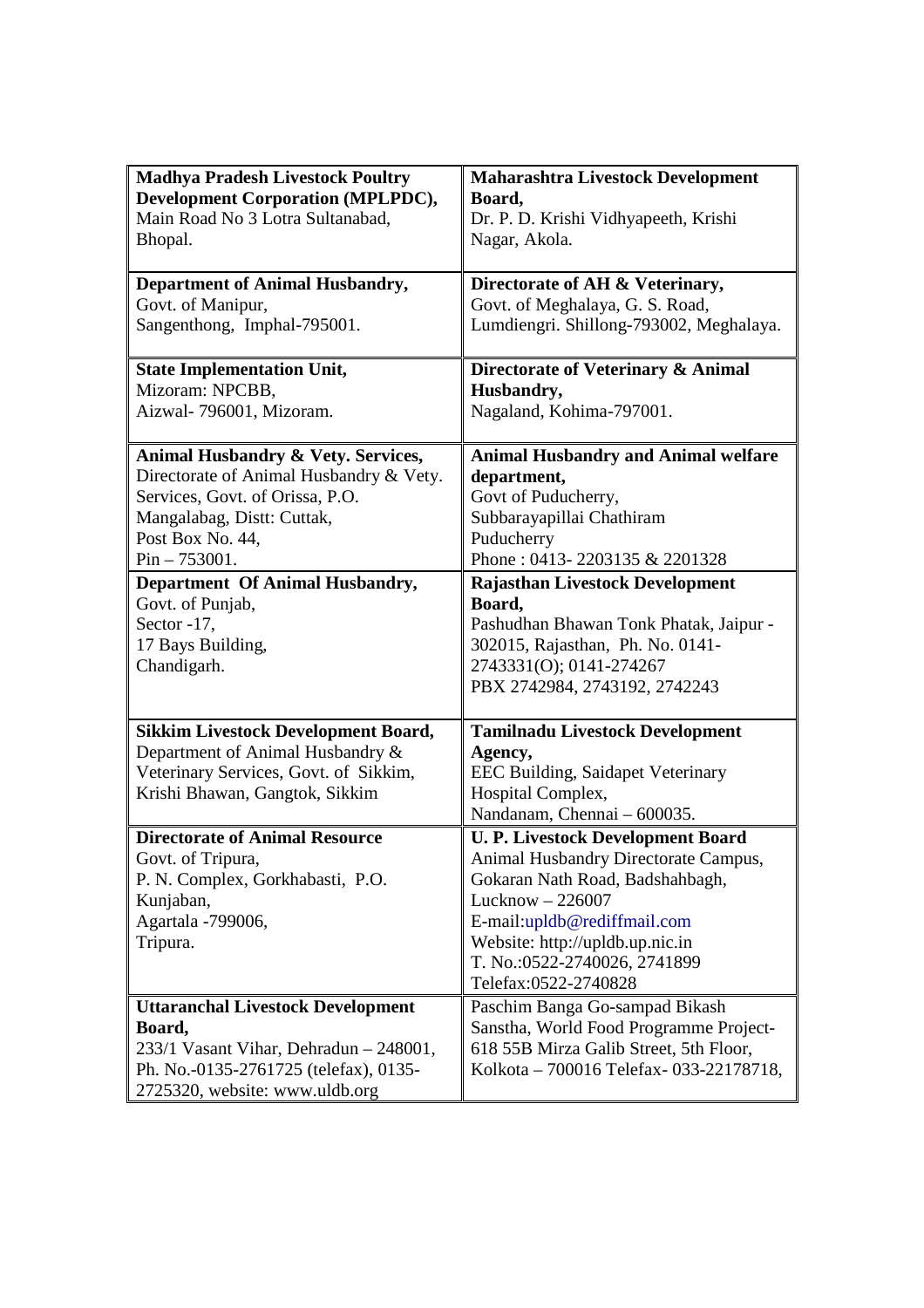| | |
|---|---|
| **Madhya Pradesh Livestock Poultry Development Corporation (MPLPDC),** Main Road No 3 Lotra Sultanabad, Bhopal. | **Maharashtra Livestock Development Board,** Dr. P. D. Krishi Vidhyapeeth, Krishi Nagar, Akola. |
| **Department of Animal Husbandry,** Govt. of Manipur, Sangenthong, Imphal-795001. | **Directorate of AH & Veterinary,** Govt. of Meghalaya, G. S. Road, Lumdiengri. Shillong-793002, Meghalaya. |
| **State Implementation Unit,** Mizoram: NPCBB, Aizwal- 796001, Mizoram. | **Directorate of Veterinary & Animal Husbandry,** Nagaland, Kohima-797001. |
| **Animal Husbandry & Vety. Services,** Directorate of Animal Husbandry & Vety. Services, Govt. of Orissa, P.O. Mangalabag, Distt: Cuttak, Post Box No. 44, Pin – 753001. | **Animal Husbandry and Animal welfare department,** Govt of Puducherry, Subbarayapillai Chathiram Puducherry Phone : 0413- 2203135 & 2201328 |
| **Department Of Animal Husbandry,** Govt. of Punjab, Sector -17, 17 Bays Building, Chandigarh. | **Rajasthan Livestock Development Board,** Pashudhan Bhawan Tonk Phatak, Jaipur - 302015, Rajasthan, Ph. No. 0141-2743331(O); 0141-274267 PBX 2742984, 2743192, 2742243 |
| **Sikkim Livestock Development Board,** Department of Animal Husbandry & Veterinary Services, Govt. of Sikkim, Krishi Bhawan, Gangtok, Sikkim | **Tamilnadu Livestock Development Agency,** EEC Building, Saidapet Veterinary Hospital Complex, Nandanam, Chennai – 600035. |
| **Directorate of Animal Resource** Govt. of Tripura, P. N. Complex, Gorkhabasti, P.O. Kunjaban, Agartala -799006, Tripura. | **U. P. Livestock Development Board** Animal Husbandry Directorate Campus, Gokaran Nath Road, Badshahbagh, Lucknow – 226007 E-mail:upldb@rediffmail.com Website: http://upldb.up.nic.in T. No.:0522-2740026, 2741899 Telefax:0522-2740828 |
| **Uttaranchal Livestock Development Board,** 233/1 Vasant Vihar, Dehradun – 248001, Ph. No.-0135-2761725 (telefax), 0135-2725320, website: www.uldb.org | Paschim Banga Go-sampad Bikash Sanstha, World Food Programme Project-618 55B Mirza Galib Street, 5th Floor, Kolkota – 700016 Telefax- 033-22178718, |